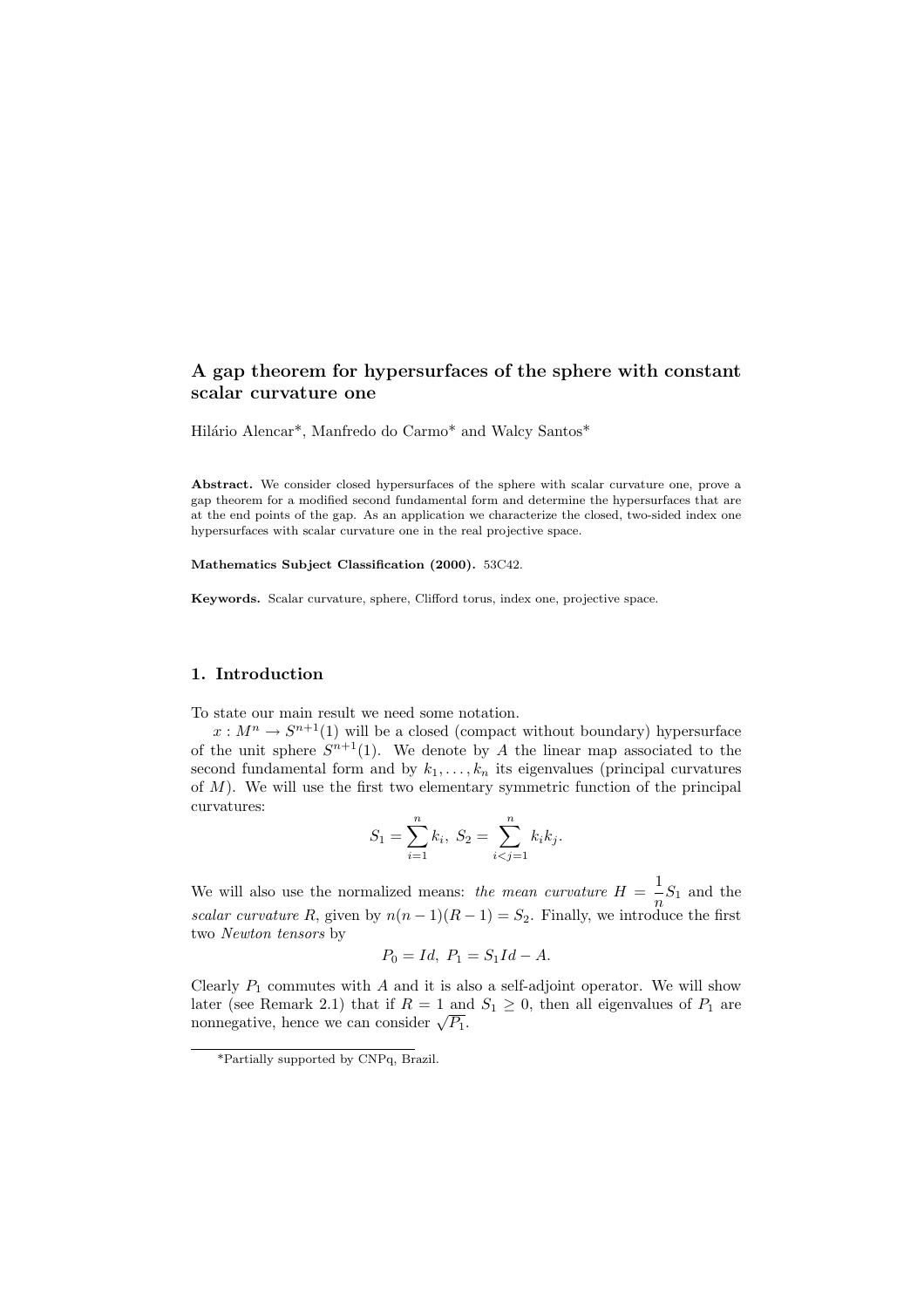# A gap theorem for hypersurfaces of the sphere with constant scalar curvature one

Hilário Alencar*, Manfredo do Carmo* and Walcy Santos*

**Abstract.** We consider closed hypersurfaces of the sphere with scalar curvature one, prove a gap theorem for a modified second fundamental form and determine the hypersurfaces that are at the end points of the gap. As an application we characterize the closed, two-sided index one hypersurfaces with scalar curvature one in the real projective space.

**Mathematics Subject Classification (2000).** 53C42.

**Keywords.** Scalar curvature, sphere, Clifford torus, index one, projective space.

## 1. Introduction

To state our main result we need some notation.

$x : M^n \to S^{n+1}(1)$ will be a closed (compact without boundary) hypersurface of the unit sphere $S^{n+1}(1)$. We denote by $A$ the linear map associated to the second fundamental form and by $k_1, \ldots, k_n$ its eigenvalues (principal curvatures of $M$). We will use the first two elementary symmetric function of the principal curvatures:

$$S_1 = \sum_{i=1}^{n} k_i, \; S_2 = \sum_{i<j=1}^{n} k_i k_j.$$

We will also use the normalized means: *the mean curvature* $H = \frac{1}{n} S_1$ and the *scalar curvature* $R$, given by $n(n-1)(R-1) = S_2$. Finally, we introduce the first two *Newton tensors* by

$$P_0 = Id, \; P_1 = S_1 Id - A.$$

Clearly $P_1$ commutes with $A$ and it is also a self-adjoint operator. We will show later (see Remark 2.1) that if $R = 1$ and $S_1 \geq 0$, then all eigenvalues of $P_1$ are nonnegative, hence we can consider $\sqrt{P_1}$.

*Partially supported by CNPq, Brazil.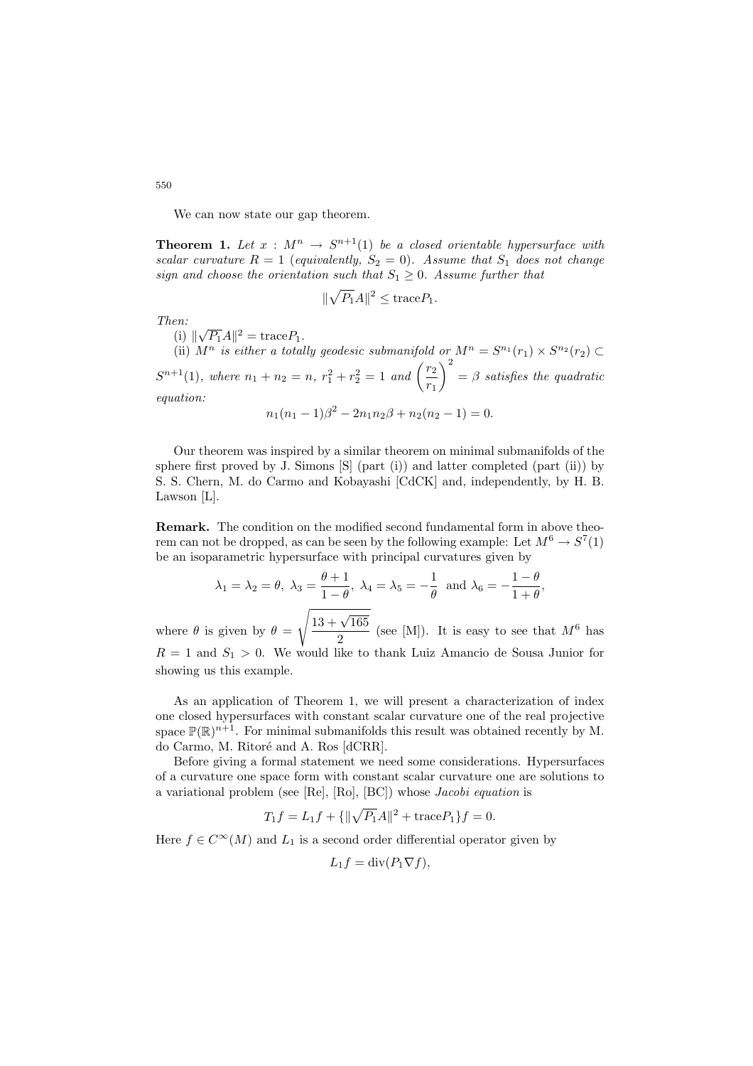We can now state our gap theorem.

**Theorem 1.** *Let $x : M^n \to S^{n+1}(1)$ be a closed orientable hypersurface with scalar curvature $R = 1$ (equivalently, $S_2 = 0$). Assume that $S_1$ does not change sign and choose the orientation such that $S_1 \geq 0$. Assume further that*

$$\|\sqrt{P_1}A\|^2 \leq \mathrm{trace} P_1.$$

*Then:*

(i) $\|\sqrt{P_1}A\|^2 = \mathrm{trace} P_1$.

(ii) *$M^n$ is either a totally geodesic submanifold or $M^n = S^{n_1}(r_1) \times S^{n_2}(r_2) \subset S^{n+1}(1)$, where $n_1 + n_2 = n$, $r_1^2 + r_2^2 = 1$ and $\left(\frac{r_2}{r_1}\right)^2 = \beta$ satisfies the quadratic equation:*

$$n_1(n_1 - 1)\beta^2 - 2n_1 n_2 \beta + n_2(n_2 - 1) = 0.$$

Our theorem was inspired by a similar theorem on minimal submanifolds of the sphere first proved by J. Simons [S] (part (i)) and latter completed (part (ii)) by S. S. Chern, M. do Carmo and Kobayashi [CdCK] and, independently, by H. B. Lawson [L].

**Remark.** The condition on the modified second fundamental form in above theorem can not be dropped, as can be seen by the following example: Let $M^6 \to S^7(1)$ be an isoparametric hypersurface with principal curvatures given by

$$\lambda_1 = \lambda_2 = \theta,\ \lambda_3 = \frac{\theta + 1}{1 - \theta},\ \lambda_4 = \lambda_5 = -\frac{1}{\theta} \ \text{ and } \lambda_6 = -\frac{1 - \theta}{1 + \theta},$$

where $\theta$ is given by $\theta = \sqrt{\dfrac{13 + \sqrt{165}}{2}}$ (see [M]). It is easy to see that $M^6$ has $R = 1$ and $S_1 > 0$. We would like to thank Luiz Amancio de Sousa Junior for showing us this example.

As an application of Theorem 1, we will present a characterization of index one closed hypersurfaces with constant scalar curvature one of the real projective space $\mathbb{P}(\mathbb{R})^{n+1}$. For minimal submanifolds this result was obtained recently by M. do Carmo, M. Ritoré and A. Ros [dCRR].

Before giving a formal statement we need some considerations. Hypersurfaces of a curvature one space form with constant scalar curvature one are solutions to a variational problem (see [Re], [Ro], [BC]) whose *Jacobi equation* is

$$T_1 f = L_1 f + \{\|\sqrt{P_1}A\|^2 + \mathrm{trace} P_1\} f = 0.$$

Here $f \in C^\infty(M)$ and $L_1$ is a second order differential operator given by

$$L_1 f = \mathrm{div}(P_1 \nabla f),$$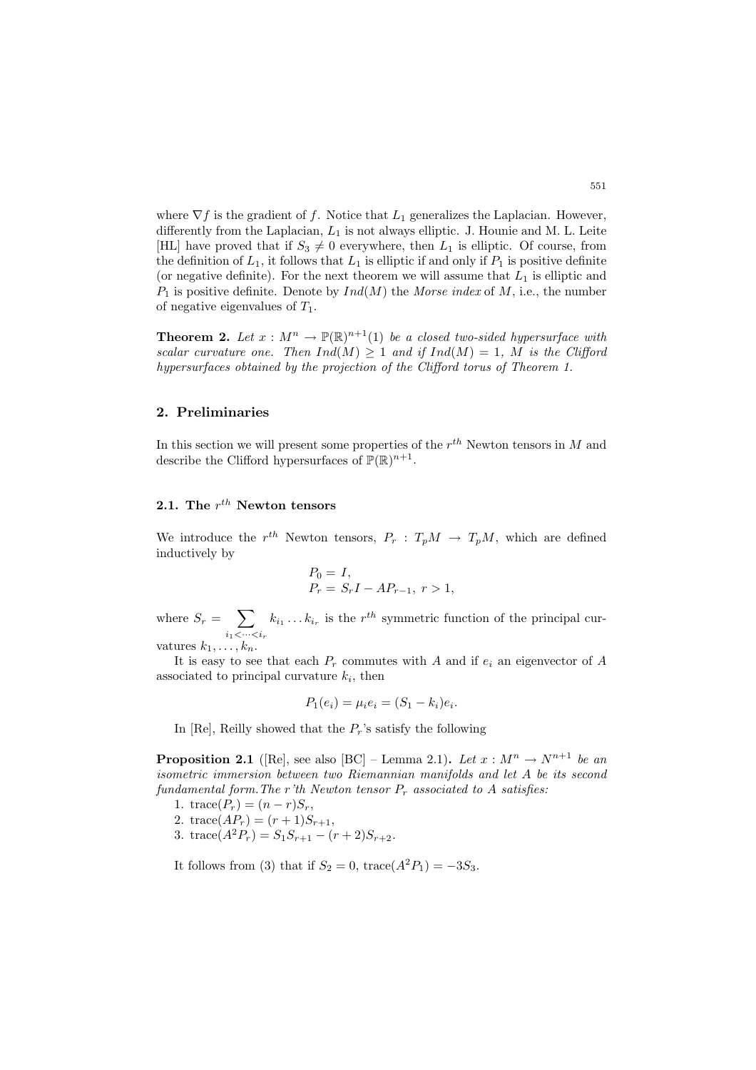where $\nabla f$ is the gradient of $f$. Notice that $L_1$ generalizes the Laplacian. However, differently from the Laplacian, $L_1$ is not always elliptic. J. Hounie and M. L. Leite [HL] have proved that if $S_3 \neq 0$ everywhere, then $L_1$ is elliptic. Of course, from the definition of $L_1$, it follows that $L_1$ is elliptic if and only if $P_1$ is positive definite (or negative definite). For the next theorem we will assume that $L_1$ is elliptic and $P_1$ is positive definite. Denote by $Ind(M)$ the *Morse index* of $M$, i.e., the number of negative eigenvalues of $T_1$.

**Theorem 2.** *Let $x : M^n \to \mathbb{P}(\mathbb{R})^{n+1}(1)$ be a closed two-sided hypersurface with scalar curvature one. Then $Ind(M) \geq 1$ and if $Ind(M) = 1$, $M$ is the Clifford hypersurfaces obtained by the projection of the Clifford torus of Theorem 1.*

## 2. Preliminaries

In this section we will present some properties of the $r^{th}$ Newton tensors in $M$ and describe the Clifford hypersurfaces of $\mathbb{P}(\mathbb{R})^{n+1}$.

### 2.1. The $r^{th}$ Newton tensors

We introduce the $r^{th}$ Newton tensors, $P_r : T_pM \to T_pM$, which are defined inductively by

$$
\begin{aligned}
&P_0 = I, \\
&P_r = S_r I - AP_{r-1},\ r > 1,
\end{aligned}
$$

where $S_r = \sum_{i_1 < \cdots < i_r} k_{i_1} \ldots k_{i_r}$ is the $r^{th}$ symmetric function of the principal curvatures $k_1, \ldots, k_n$.

It is easy to see that each $P_r$ commutes with $A$ and if $e_i$ an eigenvector of $A$ associated to principal curvature $k_i$, then

$$
P_1(e_i) = \mu_i e_i = (S_1 - k_i)e_i.
$$

In [Re], Reilly showed that the $P_r$'s satisfy the following

**Proposition 2.1** ([Re], see also [BC] – Lemma 2.1)**.** *Let $x : M^n \to N^{n+1}$ be an isometric immersion between two Riemannian manifolds and let $A$ be its second fundamental form. The r'th Newton tensor $P_r$ associated to $A$ satisfies:*

1. $\operatorname{trace}(P_r) = (n - r)S_r$,
2. $\operatorname{trace}(AP_r) = (r + 1)S_{r+1}$,
3. $\operatorname{trace}(A^2 P_r) = S_1 S_{r+1} - (r + 2)S_{r+2}$.

It follows from (3) that if $S_2 = 0$, $\operatorname{trace}(A^2 P_1) = -3S_3$.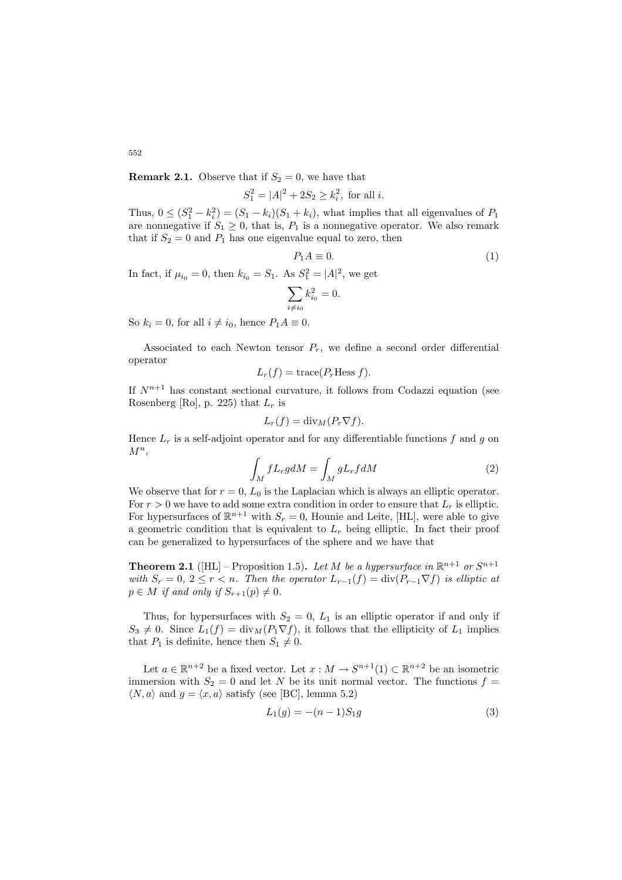**Remark 2.1.** Observe that if $S_2 = 0$, we have that

$$S_1^2 = |A|^2 + 2S_2 \geq k_i^2, \text{ for all } i.$$

Thus, $0 \leq (S_1^2 - k_i^2) = (S_1 - k_i)(S_1 + k_i)$, what implies that all eigenvalues of $P_1$ are nonnegative if $S_1 \geq 0$, that is, $P_1$ is a nonnegative operator. We also remark that if $S_2 = 0$ and $P_1$ has one eigenvalue equal to zero, then

$$P_1 A \equiv 0. \tag{1}$$

In fact, if $\mu_{i_0} = 0$, then $k_{i_0} = S_1$. As $S_1^2 = |A|^2$, we get

$$\sum_{i \neq i_0} k_{i_0}^2 = 0.$$

So $k_i = 0$, for all $i \neq i_0$, hence $P_1 A \equiv 0$.

Associated to each Newton tensor $P_r$, we define a second order differential operator

$$L_r(f) = \text{trace}(P_r \text{Hess } f).$$

If $N^{n+1}$ has constant sectional curvature, it follows from Codazzi equation (see Rosenberg [Ro], p. 225) that $L_r$ is

$$L_r(f) = \text{div}_M(P_r \nabla f).$$

Hence $L_r$ is a self-adjoint operator and for any differentiable functions $f$ and $g$ on $M^n$,

$$\int_M f L_r g dM = \int_M g L_r f dM \tag{2}$$

We observe that for $r = 0$, $L_0$ is the Laplacian which is always an elliptic operator. For $r > 0$ we have to add some extra condition in order to ensure that $L_r$ is elliptic. For hypersurfaces of $\mathbb{R}^{n+1}$ with $S_r = 0$, Hounie and Leite, [HL], were able to give a geometric condition that is equivalent to $L_r$ being elliptic. In fact their proof can be generalized to hypersurfaces of the sphere and we have that

**Theorem 2.1** ([HL] – Proposition 1.5)**.** *Let $M$ be a hypersurface in $\mathbb{R}^{n+1}$ or $S^{n+1}$ with $S_r = 0$, $2 \leq r < n$. Then the operator $L_{r-1}(f) = \text{div}(P_{r-1}\nabla f)$ is elliptic at $p \in M$ if and only if $S_{r+1}(p) \neq 0$.*

Thus, for hypersurfaces with $S_2 = 0$, $L_1$ is an elliptic operator if and only if $S_3 \neq 0$. Since $L_1(f) = \text{div}_M(P_1 \nabla f)$, it follows that the ellipticity of $L_1$ implies that $P_1$ is definite, hence then $S_1 \neq 0$.

Let $a \in \mathbb{R}^{n+2}$ be a fixed vector. Let $x : M \to S^{n+1}(1) \subset \mathbb{R}^{n+2}$ be an isometric immersion with $S_2 = 0$ and let $N$ be its unit normal vector. The functions $f = \langle N, a \rangle$ and $g = \langle x, a \rangle$ satisfy (see [BC], lemma 5.2)

$$L_1(g) = -(n-1)S_1 g \tag{3}$$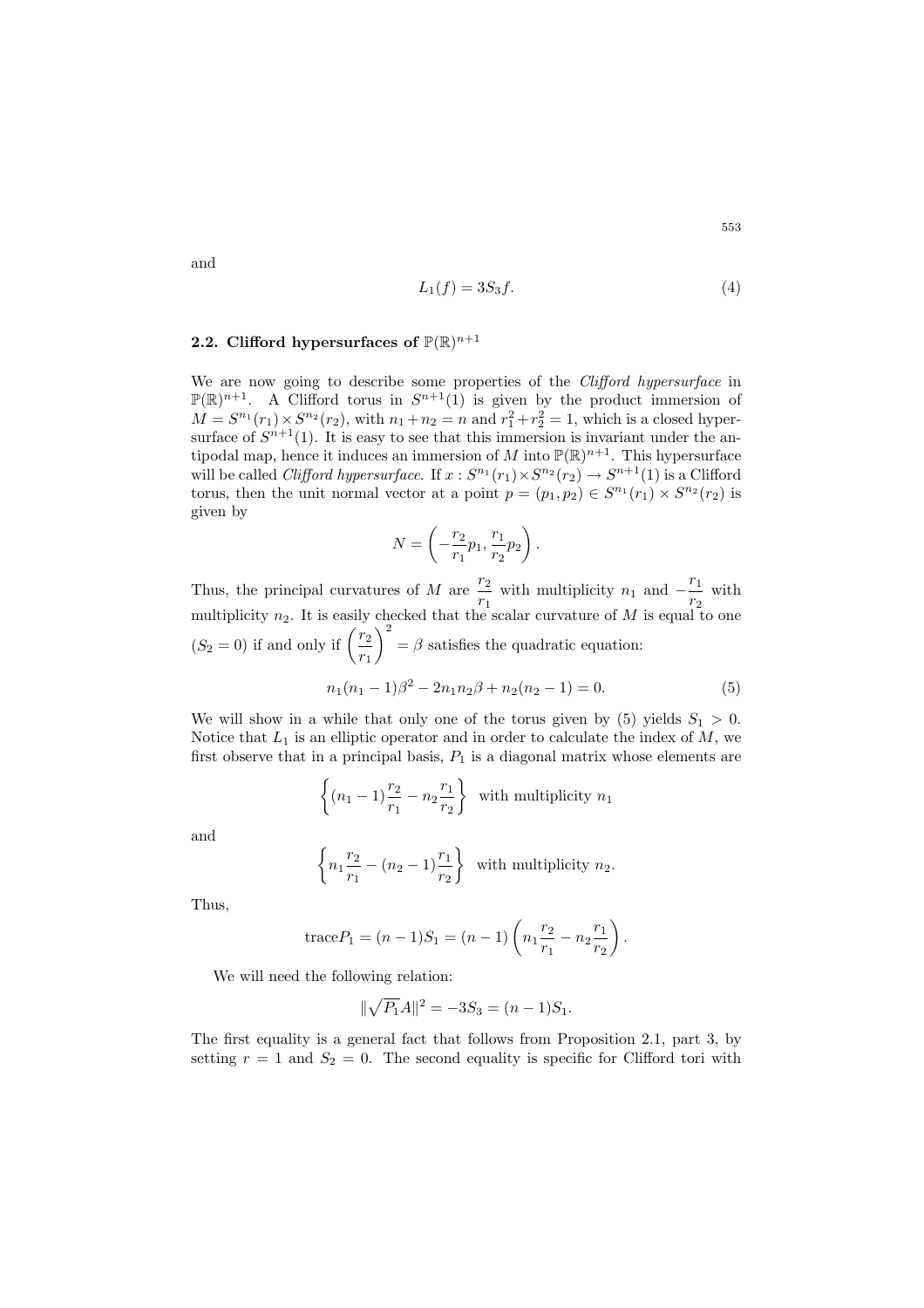and

$$L_1(f) = 3S_3 f. \tag{4}$$

## 2.2. Clifford hypersurfaces of $\mathbb{P}(\mathbb{R})^{n+1}$

We are now going to describe some properties of the *Clifford hypersurface* in $\mathbb{P}(\mathbb{R})^{n+1}$. A Clifford torus in $S^{n+1}(1)$ is given by the product immersion of $M = S^{n_1}(r_1) \times S^{n_2}(r_2)$, with $n_1 + n_2 = n$ and $r_1^2 + r_2^2 = 1$, which is a closed hypersurface of $S^{n+1}(1)$. It is easy to see that this immersion is invariant under the antipodal map, hence it induces an immersion of $M$ into $\mathbb{P}(\mathbb{R})^{n+1}$. This hypersurface will be called *Clifford hypersurface*. If $x : S^{n_1}(r_1) \times S^{n_2}(r_2) \to S^{n+1}(1)$ is a Clifford torus, then the unit normal vector at a point $p = (p_1, p_2) \in S^{n_1}(r_1) \times S^{n_2}(r_2)$ is given by

$$N = \left( -\frac{r_2}{r_1} p_1, \frac{r_1}{r_2} p_2 \right).$$

Thus, the principal curvatures of $M$ are $\dfrac{r_2}{r_1}$ with multiplicity $n_1$ and $-\dfrac{r_1}{r_2}$ with multiplicity $n_2$. It is easily checked that the scalar curvature of $M$ is equal to one ($S_2 = 0$) if and only if $\left(\dfrac{r_2}{r_1}\right)^2 = \beta$ satisfies the quadratic equation:

$$n_1(n_1 - 1)\beta^2 - 2n_1 n_2 \beta + n_2(n_2 - 1) = 0. \tag{5}$$

We will show in a while that only one of the torus given by (5) yields $S_1 > 0$. Notice that $L_1$ is an elliptic operator and in order to calculate the index of $M$, we first observe that in a principal basis, $P_1$ is a diagonal matrix whose elements are

$$\left\{ (n_1 - 1)\frac{r_2}{r_1} - n_2 \frac{r_1}{r_2} \right\} \quad \text{with multiplicity } n_1$$

and

$$\left\{ n_1 \frac{r_2}{r_1} - (n_2 - 1)\frac{r_1}{r_2} \right\} \quad \text{with multiplicity } n_2.$$

Thus,

$$\text{trace} P_1 = (n-1)S_1 = (n-1)\left( n_1 \frac{r_2}{r_1} - n_2 \frac{r_1}{r_2} \right).$$

We will need the following relation:

$$\|\sqrt{P_1} A\|^2 = -3S_3 = (n-1)S_1.$$

The first equality is a general fact that follows from Proposition 2.1, part 3, by setting $r = 1$ and $S_2 = 0$. The second equality is specific for Clifford tori with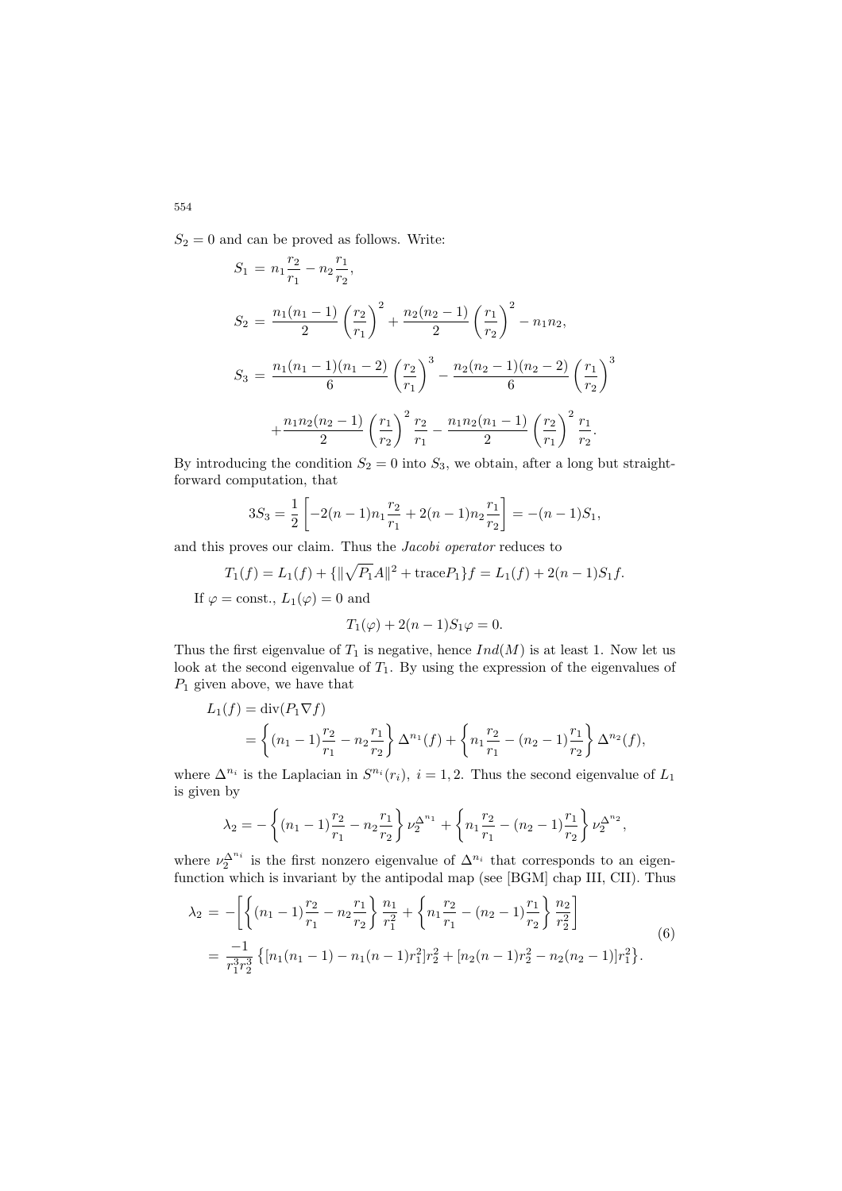$S_2 = 0$ and can be proved as follows. Write:

$$
\begin{aligned}
S_1 &= n_1\frac{r_2}{r_1} - n_2\frac{r_1}{r_2},\\
S_2 &= \frac{n_1(n_1-1)}{2}\left(\frac{r_2}{r_1}\right)^2 + \frac{n_2(n_2-1)}{2}\left(\frac{r_1}{r_2}\right)^2 - n_1 n_2,\\
S_3 &= \frac{n_1(n_1-1)(n_1-2)}{6}\left(\frac{r_2}{r_1}\right)^3 - \frac{n_2(n_2-1)(n_2-2)}{6}\left(\frac{r_1}{r_2}\right)^3\\
&\quad + \frac{n_1 n_2(n_2-1)}{2}\left(\frac{r_1}{r_2}\right)^2\frac{r_2}{r_1} - \frac{n_1 n_2(n_1-1)}{2}\left(\frac{r_2}{r_1}\right)^2\frac{r_1}{r_2}.
\end{aligned}
$$

By introducing the condition $S_2 = 0$ into $S_3$, we obtain, after a long but straightforward computation, that

$$
3S_3 = \frac{1}{2}\left[-2(n-1)n_1\frac{r_2}{r_1} + 2(n-1)n_2\frac{r_1}{r_2}\right] = -(n-1)S_1,
$$

and this proves our claim. Thus the *Jacobi operator* reduces to

$$
T_1(f) = L_1(f) + \{\|\sqrt{P_1}A\|^2 + \operatorname{trace}P_1\}f = L_1(f) + 2(n-1)S_1 f.
$$

If $\varphi = \text{const.}$, $L_1(\varphi) = 0$ and

$$
T_1(\varphi) + 2(n-1)S_1\varphi = 0.
$$

Thus the first eigenvalue of $T_1$ is negative, hence $Ind(M)$ is at least 1. Now let us look at the second eigenvalue of $T_1$. By using the expression of the eigenvalues of $P_1$ given above, we have that

$$
\begin{aligned}
L_1(f) &= \operatorname{div}(P_1\nabla f)\\
&= \left\{(n_1-1)\frac{r_2}{r_1} - n_2\frac{r_1}{r_2}\right\}\Delta^{n_1}(f) + \left\{n_1\frac{r_2}{r_1} - (n_2-1)\frac{r_1}{r_2}\right\}\Delta^{n_2}(f),
\end{aligned}
$$

where $\Delta^{n_i}$ is the Laplacian in $S^{n_i}(r_i)$, $i = 1, 2$. Thus the second eigenvalue of $L_1$ is given by

$$
\lambda_2 = -\left\{(n_1-1)\frac{r_2}{r_1} - n_2\frac{r_1}{r_2}\right\}\nu_2^{\Delta^{n_1}} + \left\{n_1\frac{r_2}{r_1} - (n_2-1)\frac{r_1}{r_2}\right\}\nu_2^{\Delta^{n_2}},
$$

where $\nu_2^{\Delta^{n_i}}$ is the first nonzero eigenvalue of $\Delta^{n_i}$ that corresponds to an eigenfunction which is invariant by the antipodal map (see [BGM] chap III, CII). Thus

$$
\begin{aligned}
\lambda_2 &= -\left[\left\{(n_1-1)\frac{r_2}{r_1} - n_2\frac{r_1}{r_2}\right\}\frac{n_1}{r_1^2} + \left\{n_1\frac{r_2}{r_1} - (n_2-1)\frac{r_1}{r_2}\right\}\frac{n_2}{r_2^2}\right]\\
&= \frac{-1}{r_1^3 r_2^3}\left\{[n_1(n_1-1) - n_1(n-1)r_1^2]r_2^2 + [n_2(n-1)r_2^2 - n_2(n_2-1)]r_1^2\right\}.
\end{aligned}
\tag{6}
$$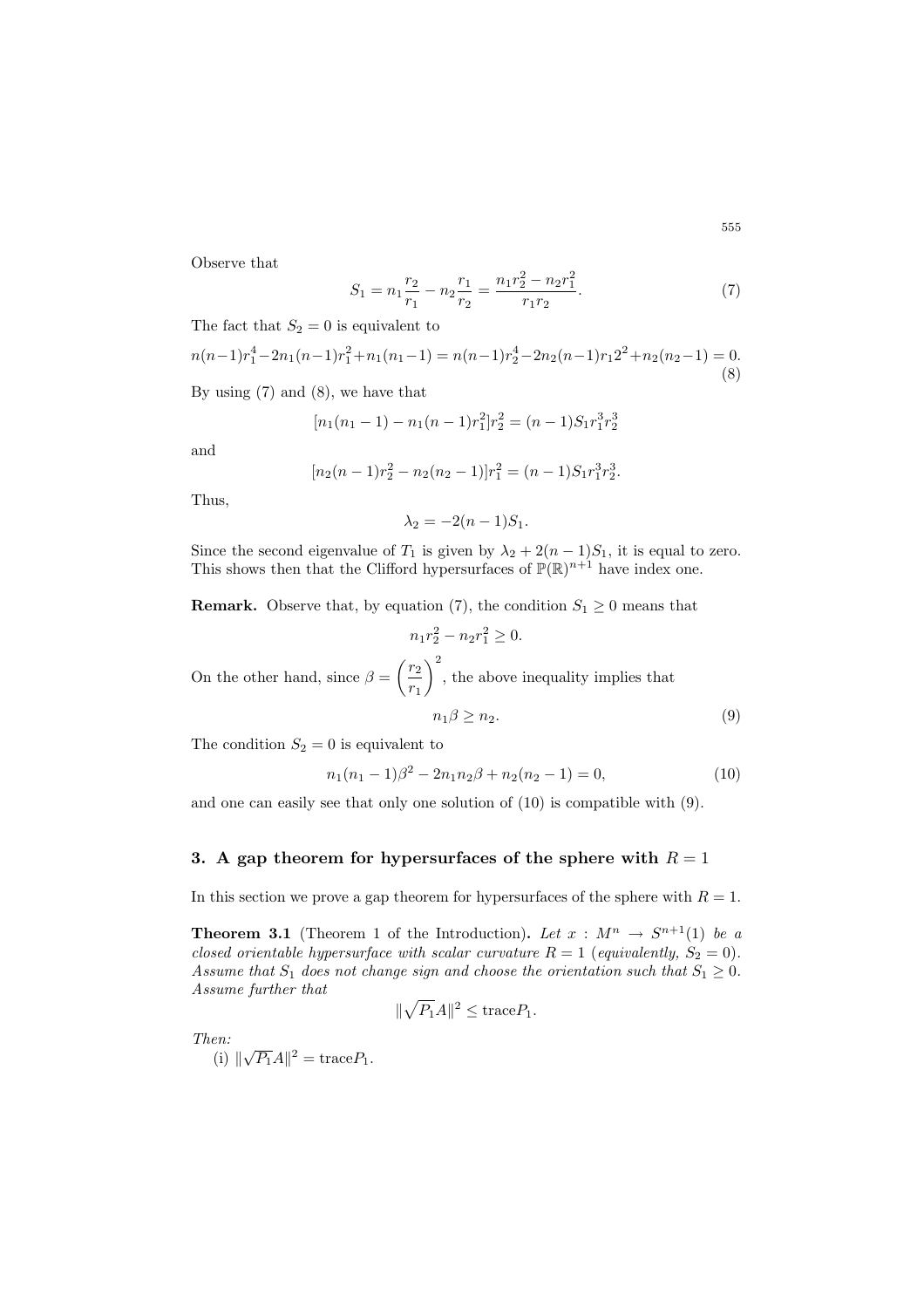Observe that

$$S_1 = n_1\frac{r_2}{r_1} - n_2\frac{r_1}{r_2} = \frac{n_1 r_2^2 - n_2 r_1^2}{r_1 r_2}. \tag{7}$$

The fact that $S_2 = 0$ is equivalent to

$$n(n-1)r_1^4 - 2n_1(n-1)r_1^2 + n_1(n_1-1) = n(n-1)r_2^4 - 2n_2(n-1)r_1 2^2 + n_2(n_2-1) = 0. \tag{8}$$

By using (7) and (8), we have that

$$[n_1(n_1-1) - n_1(n-1)r_1^2]r_2^2 = (n-1)S_1 r_1^3 r_2^3$$

and

$$[n_2(n-1)r_2^2 - n_2(n_2-1)]r_1^2 = (n-1)S_1 r_1^3 r_2^3.$$

Thus,

$$\lambda_2 = -2(n-1)S_1.$$

Since the second eigenvalue of $T_1$ is given by $\lambda_2 + 2(n-1)S_1$, it is equal to zero. This shows then that the Clifford hypersurfaces of $\mathbb{P}(\mathbb{R})^{n+1}$ have index one.

**Remark.** Observe that, by equation (7), the condition $S_1 \geq 0$ means that

$$n_1 r_2^2 - n_2 r_1^2 \geq 0.$$

On the other hand, since $\beta = \left(\frac{r_2}{r_1}\right)^2$, the above inequality implies that

$$n_1\beta \geq n_2. \tag{9}$$

The condition $S_2 = 0$ is equivalent to

$$n_1(n_1-1)\beta^2 - 2n_1 n_2\beta + n_2(n_2-1) = 0, \tag{10}$$

and one can easily see that only one solution of (10) is compatible with (9).

## 3. A gap theorem for hypersurfaces of the sphere with $R = 1$

In this section we prove a gap theorem for hypersurfaces of the sphere with $R = 1$.

**Theorem 3.1** (Theorem 1 of the Introduction)**.** *Let $x : M^n \to S^{n+1}(1)$ be a closed orientable hypersurface with scalar curvature $R = 1$ (equivalently, $S_2 = 0$). Assume that $S_1$ does not change sign and choose the orientation such that $S_1 \geq 0$. Assume further that*

$$\|\sqrt{P_1}A\|^2 \leq \operatorname{trace}P_1.$$

*Then:*

(i) $\|\sqrt{P_1}A\|^2 = \operatorname{trace}P_1$.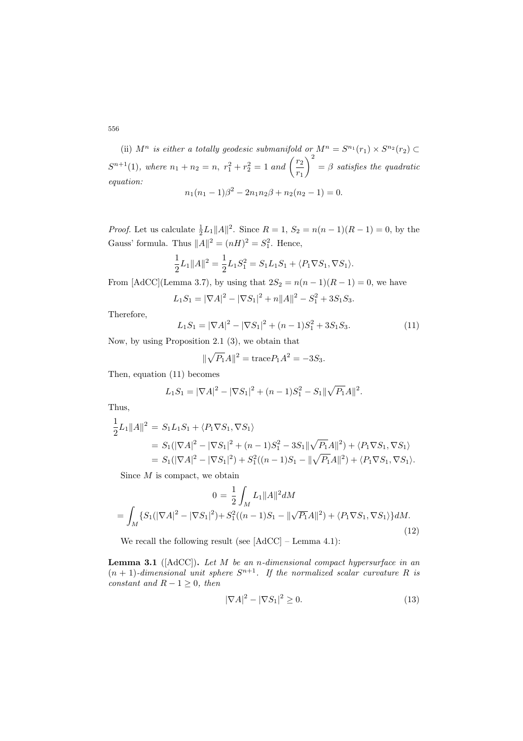(ii) *$M^n$ is either a totally geodesic submanifold or $M^n = S^{n_1}(r_1) \times S^{n_2}(r_2) \subset S^{n+1}(1)$, where $n_1 + n_2 = n$, $r_1^2 + r_2^2 = 1$ and $\left(\frac{r_2}{r_1}\right)^2 = \beta$ satisfies the quadratic equation:*

$$n_1(n_1 - 1)\beta^2 - 2n_1 n_2 \beta + n_2(n_2 - 1) = 0.$$

*Proof*. Let us calculate $\frac{1}{2}L_1\|A\|^2$. Since $R = 1$, $S_2 = n(n-1)(R-1) = 0$, by the Gauss' formula. Thus $\|A\|^2 = (nH)^2 = S_1^2$. Hence,

$$\frac{1}{2}L_1\|A\|^2 = \frac{1}{2}L_1 S_1^2 = S_1 L_1 S_1 + \langle P_1 \nabla S_1, \nabla S_1 \rangle.$$

From [AdCC](Lemma 3.7), by using that $2S_2 = n(n-1)(R-1) = 0$, we have

$$L_1 S_1 = |\nabla A|^2 - |\nabla S_1|^2 + n\|A\|^2 - S_1^2 + 3S_1 S_3.$$

Therefore,

$$L_1 S_1 = |\nabla A|^2 - |\nabla S_1|^2 + (n-1)S_1^2 + 3S_1 S_3. \tag{11}$$

Now, by using Proposition 2.1 (3), we obtain that

$$\|\sqrt{P_1}A\|^2 = \text{trace} P_1 A^2 = -3S_3.$$

Then, equation (11) becomes

$$L_1 S_1 = |\nabla A|^2 - |\nabla S_1|^2 + (n-1)S_1^2 - S_1\|\sqrt{P_1}A\|^2.$$

Thus,

$$\begin{aligned}
\frac{1}{2}L_1\|A\|^2 &= S_1 L_1 S_1 + \langle P_1 \nabla S_1, \nabla S_1 \rangle \\
&= S_1(|\nabla A|^2 - |\nabla S_1|^2 + (n-1)S_1^2 - 3S_1\|\sqrt{P_1}A\|^2) + \langle P_1 \nabla S_1, \nabla S_1 \rangle \\
&= S_1(|\nabla A|^2 - |\nabla S_1|^2) + S_1^2((n-1)S_1 - \|\sqrt{P_1}A\|^2) + \langle P_1 \nabla S_1, \nabla S_1 \rangle.
\end{aligned}$$

Since $M$ is compact, we obtain

$$\begin{aligned}
0 &= \frac{1}{2}\int_M L_1\|A\|^2 dM \\
&= \int_M \{S_1(|\nabla A|^2 - |\nabla S_1|^2) + S_1^2((n-1)S_1 - \|\sqrt{P_1}A\|^2) + \langle P_1 \nabla S_1, \nabla S_1 \rangle\} dM.
\end{aligned} \tag{12}$$

We recall the following result (see [AdCC] – Lemma 4.1):

**Lemma 3.1** ([AdCC])**.** *Let $M$ be an $n$-dimensional compact hypersurface in an $(n+1)$-dimensional unit sphere $S^{n+1}$. If the normalized scalar curvature $R$ is constant and $R - 1 \geq 0$, then*

$$|\nabla A|^2 - |\nabla S_1|^2 \geq 0. \tag{13}$$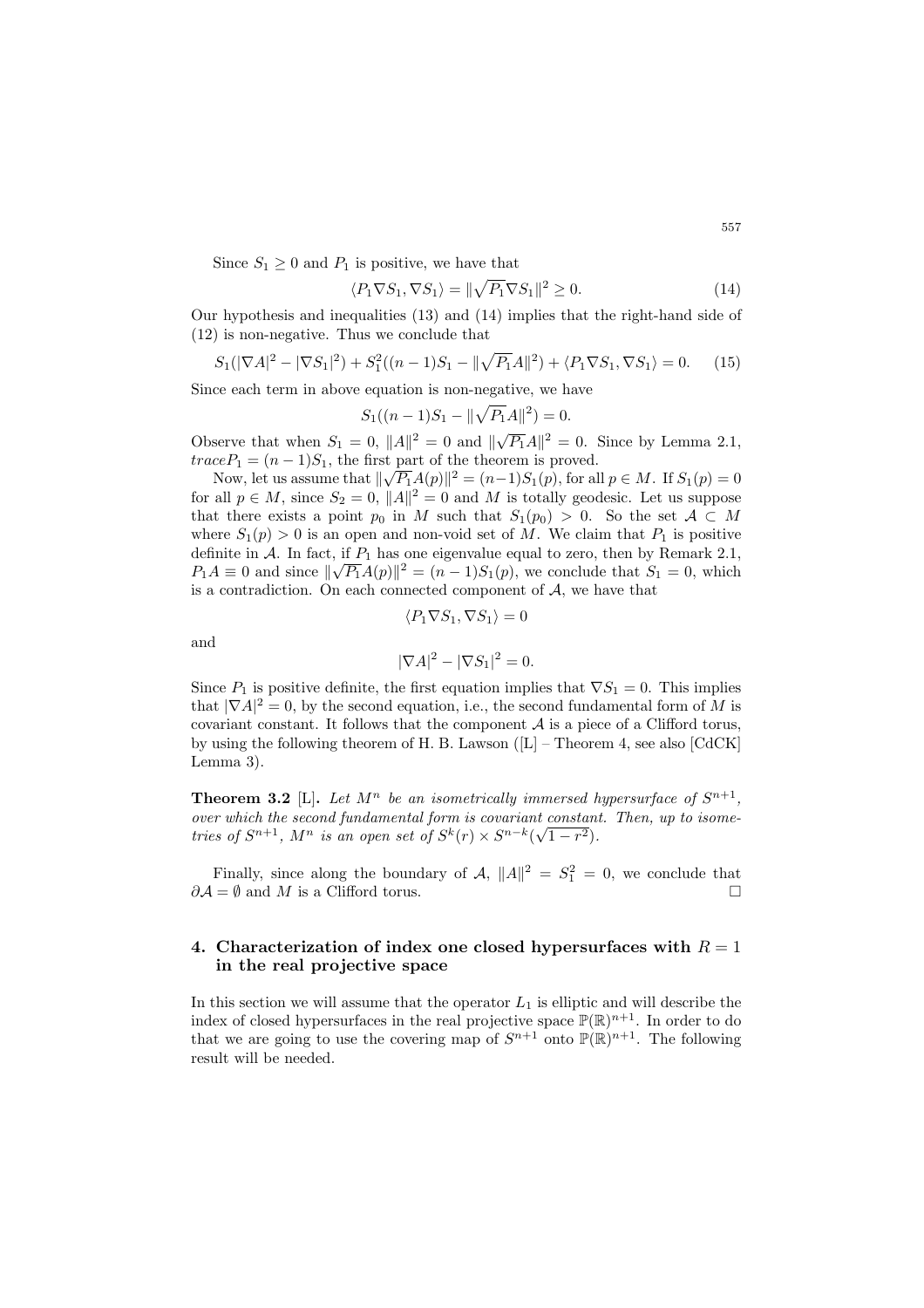Since $S_1 \geq 0$ and $P_1$ is positive, we have that

$$\langle P_1 \nabla S_1, \nabla S_1 \rangle = \|\sqrt{P_1} \nabla S_1\|^2 \geq 0. \tag{14}$$

Our hypothesis and inequalities (13) and (14) implies that the right-hand side of (12) is non-negative. Thus we conclude that

$$S_1(|\nabla A|^2 - |\nabla S_1|^2) + S_1^2((n-1)S_1 - \|\sqrt{P_1}A\|^2) + \langle P_1 \nabla S_1, \nabla S_1 \rangle = 0. \tag{15}$$

Since each term in above equation is non-negative, we have

$$S_1((n-1)S_1 - \|\sqrt{P_1}A\|^2) = 0.$$

Observe that when $S_1 = 0$, $\|A\|^2 = 0$ and $\|\sqrt{P_1}A\|^2 = 0$. Since by Lemma 2.1, $trace P_1 = (n-1)S_1$, the first part of the theorem is proved.

Now, let us assume that $\|\sqrt{P_1}A(p)\|^2 = (n-1)S_1(p)$, for all $p \in M$. If $S_1(p) = 0$ for all $p \in M$, since $S_2 = 0$, $\|A\|^2 = 0$ and $M$ is totally geodesic. Let us suppose that there exists a point $p_0$ in $M$ such that $S_1(p_0) > 0$. So the set $\mathcal{A} \subset M$ where $S_1(p) > 0$ is an open and non-void set of $M$. We claim that $P_1$ is positive definite in $\mathcal{A}$. In fact, if $P_1$ has one eigenvalue equal to zero, then by Remark 2.1, $P_1 A \equiv 0$ and since $\|\sqrt{P_1}A(p)\|^2 = (n-1)S_1(p)$, we conclude that $S_1 = 0$, which is a contradiction. On each connected component of $\mathcal{A}$, we have that

$$\langle P_1 \nabla S_1, \nabla S_1 \rangle = 0$$

and

$$|\nabla A|^2 - |\nabla S_1|^2 = 0.$$

Since $P_1$ is positive definite, the first equation implies that $\nabla S_1 = 0$. This implies that $|\nabla A|^2 = 0$, by the second equation, i.e., the second fundamental form of $M$ is covariant constant. It follows that the component $\mathcal{A}$ is a piece of a Clifford torus, by using the following theorem of H. B. Lawson ([L] – Theorem 4, see also [CdCK] Lemma 3).

**Theorem 3.2** [L]**.** *Let $M^n$ be an isometrically immersed hypersurface of $S^{n+1}$, over which the second fundamental form is covariant constant. Then, up to isometries of $S^{n+1}$, $M^n$ is an open set of $S^k(r) \times S^{n-k}(\sqrt{1-r^2})$.*

Finally, since along the boundary of $\mathcal{A}$, $\|A\|^2 = S_1^2 = 0$, we conclude that $\partial\mathcal{A} = \emptyset$ and $M$ is a Clifford torus. □

## 4. Characterization of index one closed hypersurfaces with $R = 1$ in the real projective space

In this section we will assume that the operator $L_1$ is elliptic and will describe the index of closed hypersurfaces in the real projective space $\mathbb{P}(\mathbb{R})^{n+1}$. In order to do that we are going to use the covering map of $S^{n+1}$ onto $\mathbb{P}(\mathbb{R})^{n+1}$. The following result will be needed.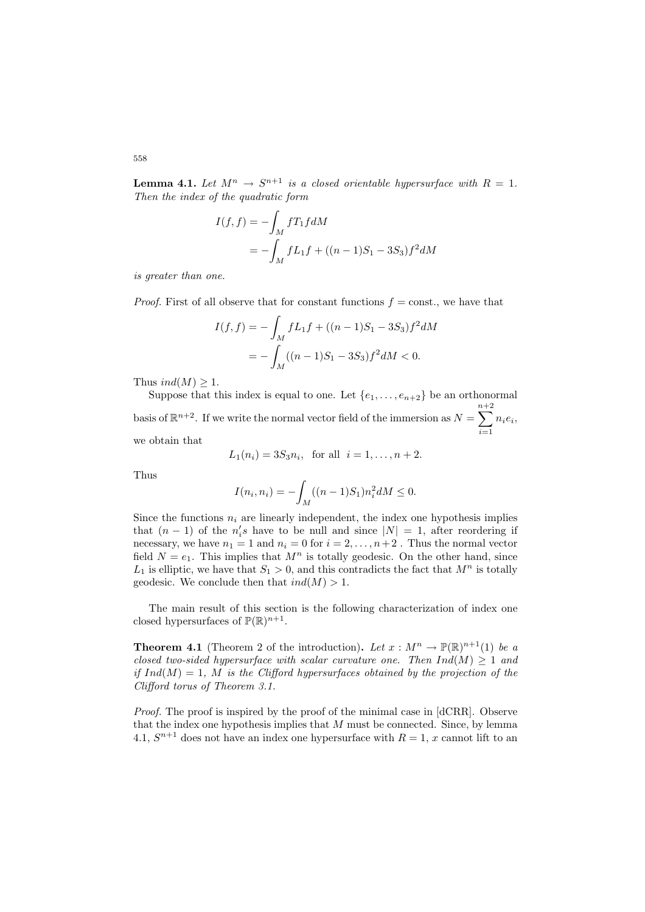**Lemma 4.1.** *Let $M^n \to S^{n+1}$ is a closed orientable hypersurface with $R = 1$. Then the index of the quadratic form*

$$
\begin{aligned}
I(f,f) &= -\int_M fT_1 f dM \\
&= -\int_M fL_1 f + ((n-1)S_1 - 3S_3)f^2 dM
\end{aligned}
$$

*is greater than one.*

*Proof.* First of all observe that for constant functions $f = \text{const.}$, we have that

$$
\begin{aligned}
I(f,f) &= -\int_M fL_1 f + ((n-1)S_1 - 3S_3)f^2 dM \\
&= -\int_M ((n-1)S_1 - 3S_3)f^2 dM < 0.
\end{aligned}
$$

Thus $ind(M) \geq 1$.

Suppose that this index is equal to one. Let $\{e_1, \ldots, e_{n+2}\}$ be an orthonormal basis of $\mathbb{R}^{n+2}$. If we write the normal vector field of the immersion as $N = \sum_{i=1}^{n+2} n_i e_i$, we obtain that

$$
L_1(n_i) = 3S_3 n_i, \ \text{ for all } \ i = 1, \ldots, n+2.
$$

Thus

$$
I(n_i, n_i) = -\int_M ((n-1)S_1)n_i^2 dM \leq 0.
$$

Since the functions $n_i$ are linearly independent, the index one hypothesis implies that $(n-1)$ of the $n_i'$s have to be null and since $|N| = 1$, after reordering if necessary, we have $n_1 = 1$ and $n_i = 0$ for $i = 2, \ldots, n+2$ . Thus the normal vector field $N = e_1$. This implies that $M^n$ is totally geodesic. On the other hand, since $L_1$ is elliptic, we have that $S_1 > 0$, and this contradicts the fact that $M^n$ is totally geodesic. We conclude then that $ind(M) > 1$.

The main result of this section is the following characterization of index one closed hypersurfaces of $\mathbb{P}(\mathbb{R})^{n+1}$.

**Theorem 4.1** (Theorem 2 of the introduction)**.** *Let $x : M^n \to \mathbb{P}(\mathbb{R})^{n+1}(1)$ be a closed two-sided hypersurface with scalar curvature one. Then $Ind(M) \geq 1$ and if $Ind(M) = 1$, $M$ is the Clifford hypersurfaces obtained by the projection of the Clifford torus of Theorem 3.1.*

*Proof.* The proof is inspired by the proof of the minimal case in [dCRR]. Observe that the index one hypothesis implies that $M$ must be connected. Since, by lemma 4.1, $S^{n+1}$ does not have an index one hypersurface with $R = 1$, $x$ cannot lift to an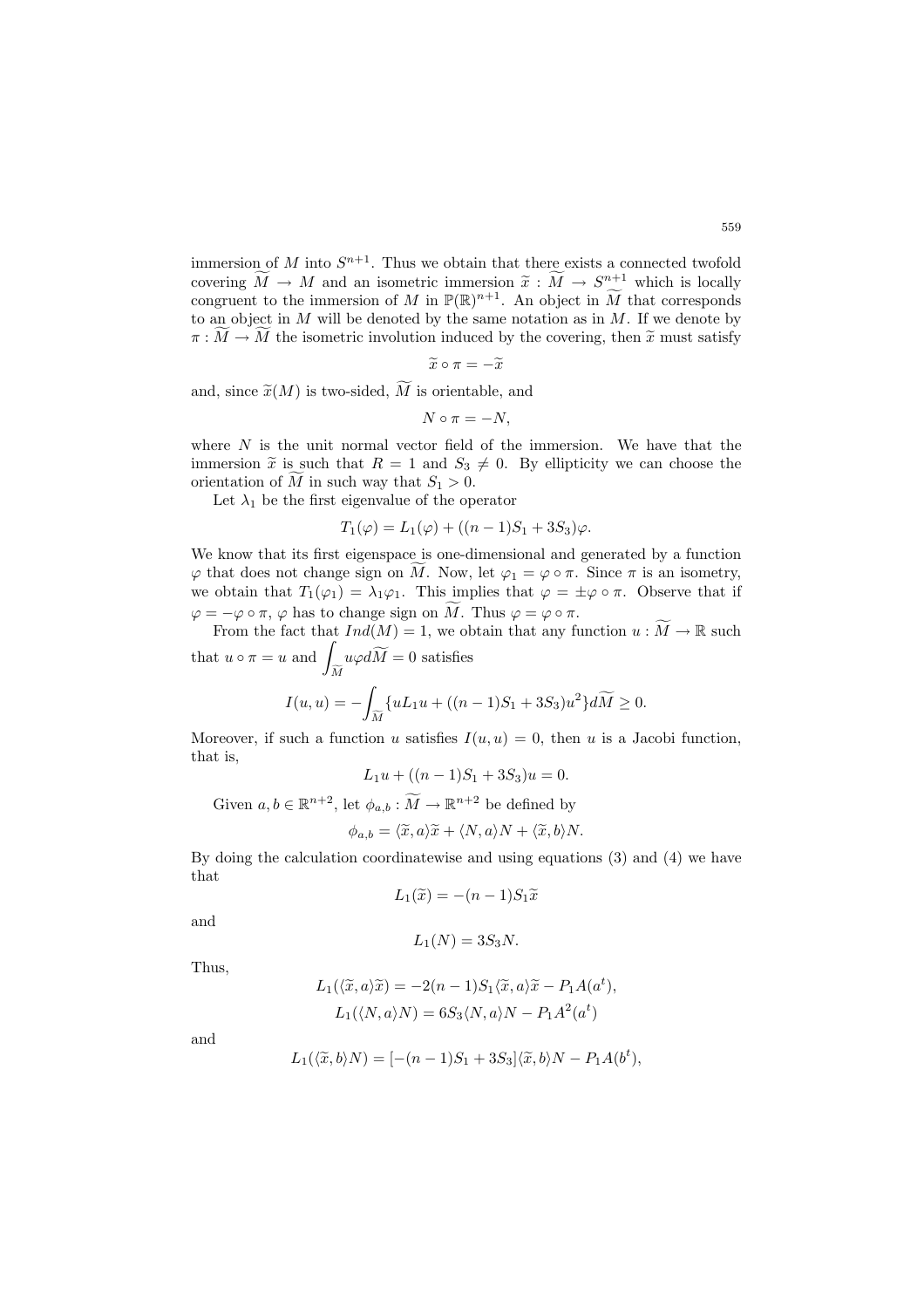immersion of $M$ into $S^{n+1}$. Thus we obtain that there exists a connected twofold covering $\widetilde{M} \to M$ and an isometric immersion $\widetilde{x} : \widetilde{M} \to S^{n+1}$ which is locally congruent to the immersion of $M$ in $\mathbb{P}(\mathbb{R})^{n+1}$. An object in $\widetilde{M}$ that corresponds to an object in $M$ will be denoted by the same notation as in $M$. If we denote by $\pi : \widetilde{M} \to \widetilde{M}$ the isometric involution induced by the covering, then $\widetilde{x}$ must satisfy

$$\widetilde{x} \circ \pi = -\widetilde{x}$$

and, since $\widetilde{x}(M)$ is two-sided, $\widetilde{M}$ is orientable, and

$$N \circ \pi = -N,$$

where $N$ is the unit normal vector field of the immersion. We have that the immersion $\widetilde{x}$ is such that $R = 1$ and $S_3 \neq 0$. By ellipticity we can choose the orientation of $\widetilde{M}$ in such way that $S_1 > 0$.

Let $\lambda_1$ be the first eigenvalue of the operator

$$T_1(\varphi) = L_1(\varphi) + ((n-1)S_1 + 3S_3)\varphi.$$

We know that its first eigenspace is one-dimensional and generated by a function $\varphi$ that does not change sign on $\widetilde{M}$. Now, let $\varphi_1 = \varphi \circ \pi$. Since $\pi$ is an isometry, we obtain that $T_1(\varphi_1) = \lambda_1 \varphi_1$. This implies that $\varphi = \pm \varphi \circ \pi$. Observe that if $\varphi = -\varphi \circ \pi$, $\varphi$ has to change sign on $\widetilde{M}$. Thus $\varphi = \varphi \circ \pi$.

From the fact that $Ind(M) = 1$, we obtain that any function $u : \widetilde{M} \to \mathbb{R}$ such that $u \circ \pi = u$ and $\displaystyle\int_{\widetilde{M}} u\varphi d\widetilde{M} = 0$ satisfies

$$I(u,u) = -\int_{\widetilde{M}} \{uL_1 u + ((n-1)S_1 + 3S_3)u^2\} d\widetilde{M} \geq 0.$$

Moreover, if such a function $u$ satisfies $I(u,u) = 0$, then $u$ is a Jacobi function, that is,

$$L_1 u + ((n-1)S_1 + 3S_3)u = 0.$$

Given $a, b \in \mathbb{R}^{n+2}$, let $\phi_{a,b} : \widetilde{M} \to \mathbb{R}^{n+2}$ be defined by

$$\phi_{a,b} = \langle \widetilde{x}, a\rangle \widetilde{x} + \langle N, a\rangle N + \langle \widetilde{x}, b\rangle N.$$

By doing the calculation coordinatewise and using equations (3) and (4) we have that

$$L_1(\widetilde{x}) = -(n-1)S_1 \widetilde{x}$$

and

$$L_1(N) = 3S_3 N.$$

Thus,

$$L_1(\langle \widetilde{x}, a\rangle \widetilde{x}) = -2(n-1)S_1 \langle \widetilde{x}, a\rangle \widetilde{x} - P_1 A(a^t),$$

$$L_1(\langle N, a\rangle N) = 6S_3 \langle N, a\rangle N - P_1 A^2(a^t)$$

and

$$L_1(\langle \widetilde{x}, b\rangle N) = [-(n-1)S_1 + 3S_3]\langle \widetilde{x}, b\rangle N - P_1 A(b^t),$$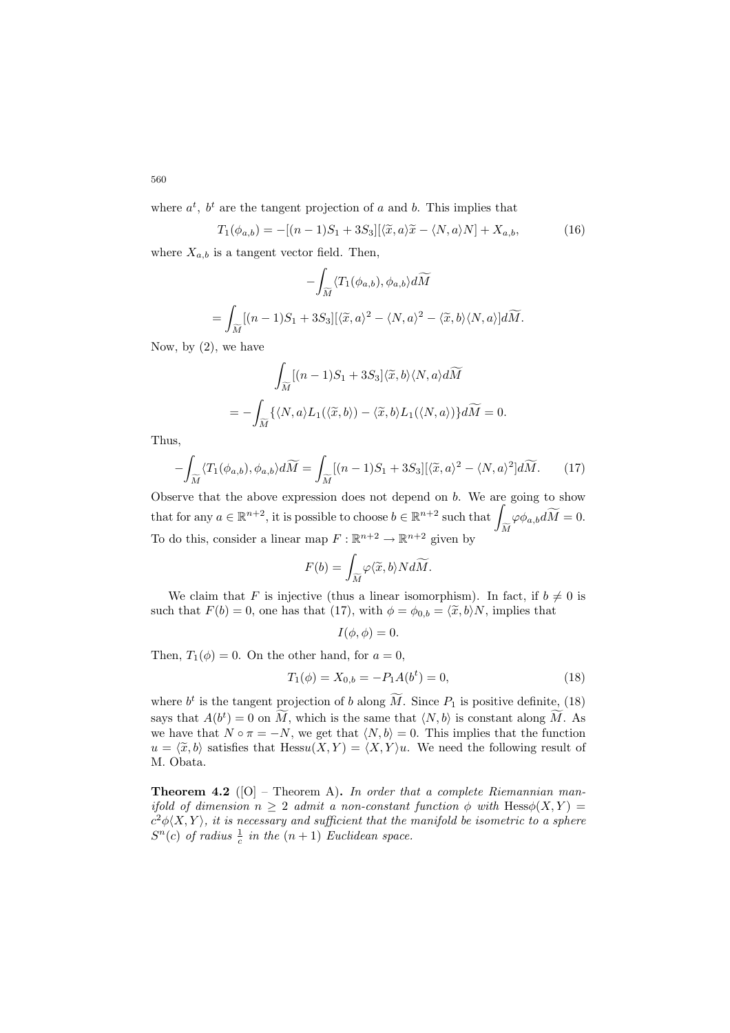where $a^t$, $b^t$ are the tangent projection of $a$ and $b$. This implies that

$$T_1(\phi_{a,b}) = -[(n-1)S_1 + 3S_3][\langle \widetilde{x}, a\rangle \widetilde{x} - \langle N, a\rangle N] + X_{a,b}, \tag{16}$$

where $X_{a,b}$ is a tangent vector field. Then,

$$-\int_{\widetilde{M}} \langle T_1(\phi_{a,b}), \phi_{a,b}\rangle d\widetilde{M}$$

$$= \int_{\widetilde{M}} [(n-1)S_1 + 3S_3][\langle \widetilde{x}, a\rangle^2 - \langle N, a\rangle^2 - \langle \widetilde{x}, b\rangle \langle N, a\rangle] d\widetilde{M}.$$

Now, by (2), we have

$$\int_{\widetilde{M}} [(n-1)S_1 + 3S_3] \langle \widetilde{x}, b\rangle \langle N, a\rangle d\widetilde{M}$$

$$= -\int_{\widetilde{M}} \{\langle N, a\rangle L_1(\langle \widetilde{x}, b\rangle) - \langle \widetilde{x}, b\rangle L_1(\langle N, a\rangle)\} d\widetilde{M} = 0.$$

Thus,

$$-\int_{\widetilde{M}} \langle T_1(\phi_{a,b}), \phi_{a,b}\rangle d\widetilde{M} = \int_{\widetilde{M}} [(n-1)S_1 + 3S_3][\langle \widetilde{x}, a\rangle^2 - \langle N, a\rangle^2] d\widetilde{M}. \tag{17}$$

Observe that the above expression does not depend on $b$. We are going to show that for any $a \in \mathbb{R}^{n+2}$, it is possible to choose $b \in \mathbb{R}^{n+2}$ such that $\displaystyle\int_{\widetilde{M}} \varphi \phi_{a,b} d\widetilde{M} = 0$. To do this, consider a linear map $F : \mathbb{R}^{n+2} \to \mathbb{R}^{n+2}$ given by

$$F(b) = \int_{\widetilde{M}} \varphi \langle \widetilde{x}, b\rangle N d\widetilde{M}.$$

We claim that $F$ is injective (thus a linear isomorphism). In fact, if $b \neq 0$ is such that $F(b) = 0$, one has that (17), with $\phi = \phi_{0,b} = \langle \widetilde{x}, b\rangle N$, implies that

$$I(\phi, \phi) = 0.$$

Then, $T_1(\phi) = 0$. On the other hand, for $a = 0$,

$$T_1(\phi) = X_{0,b} = -P_1 A(b^t) = 0, \tag{18}$$

where $b^t$ is the tangent projection of $b$ along $\widetilde{M}$. Since $P_1$ is positive definite, (18) says that $A(b^t) = 0$ on $\widetilde{M}$, which is the same that $\langle N, b\rangle$ is constant along $\widetilde{M}$. As we have that $N \circ \pi = -N$, we get that $\langle N, b\rangle = 0$. This implies that the function $u = \langle \widetilde{x}, b\rangle$ satisfies that $\text{Hess}u(X, Y) = \langle X, Y\rangle u$. We need the following result of M. Obata.

**Theorem 4.2** ([O] – Theorem A)**.** *In order that a complete Riemannian manifold of dimension $n \geq 2$ admit a non-constant function $\phi$ with $\text{Hess}\phi(X, Y) = c^2 \phi \langle X, Y\rangle$, it is necessary and sufficient that the manifold be isometric to a sphere $S^n(c)$ of radius $\frac{1}{c}$ in the $(n+1)$ Euclidean space.*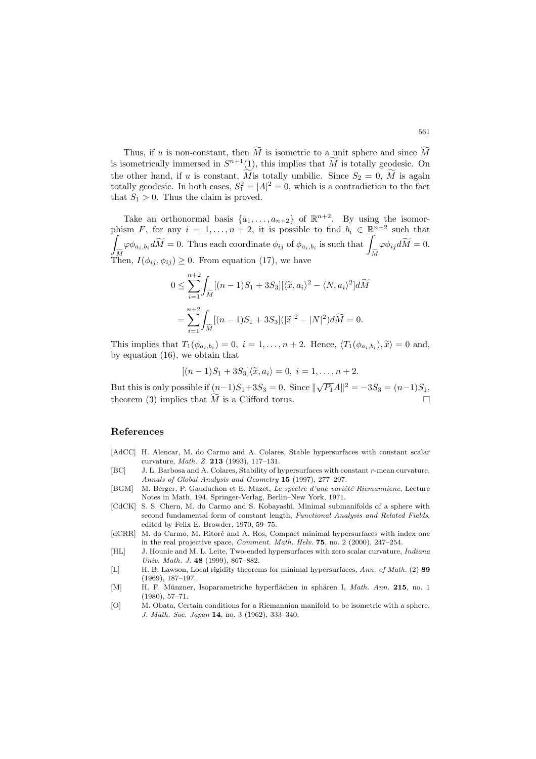Thus, if $u$ is non-constant, then $\widetilde{M}$ is isometric to a unit sphere and since $\widetilde{M}$ is isometrically immersed in $S^{n+1}(1)$, this implies that $\widetilde{M}$ is totally geodesic. On the other hand, if $u$ is constant, $\widetilde{M}$is totally umbilic. Since $S_2 = 0$, $\widetilde{M}$ is again totally geodesic. In both cases, $S_1^2 = |A|^2 = 0$, which is a contradiction to the fact that $S_1 > 0$. Thus the claim is proved.

Take an orthonormal basis $\{a_1, \ldots, a_{n+2}\}$ of $\mathbb{R}^{n+2}$. By using the isomorphism $F$, for any $i = 1, \ldots, n+2$, it is possible to find $b_i \in \mathbb{R}^{n+2}$ such that $\int_{\widetilde{M}} \varphi \phi_{a_i,b_i} d\widetilde{M} = 0$. Thus each coordinate $\phi_{ij}$ of $\phi_{a_i,b_i}$ is such that $\int_{\widetilde{M}} \varphi \phi_{ij} d\widetilde{M} = 0$. Then, $I(\phi_{ij}, \phi_{ij}) \geq 0$. From equation (17), we have

$$
\begin{aligned}
0 &\leq \sum_{i=1}^{n+2} \int_{\widetilde{M}} [(n-1)S_1 + 3S_3][\langle \widetilde{x}, a_i\rangle^2 - \langle N, a_i\rangle^2] d\widetilde{M} \\
&= \sum_{i=1}^{n+2} \int_{\widetilde{M}} [(n-1)S_1 + 3S_3](|\widetilde{x}|^2 - |N|^2) d\widetilde{M} = 0.
\end{aligned}
$$

This implies that $T_1(\phi_{a_i,b_i}) = 0,\ i = 1, \ldots, n+2$. Hence, $\langle T_1(\phi_{a_i,b_i}), \widetilde{x}\rangle = 0$ and, by equation (16), we obtain that

$$
[(n-1)S_1 + 3S_3]\langle \widetilde{x}, a_i\rangle = 0,\ i = 1, \ldots, n+2.
$$

But this is only possible if $(n-1)S_1 + 3S_3 = 0$. Since $\|\sqrt{P_1}A\|^2 = -3S_3 = (n-1)S_1$, theorem (3) implies that $\widetilde{M}$ is a Clifford torus. $\square$

## References

[AdCC] H. Alencar, M. do Carmo and A. Colares, Stable hypersurfaces with constant scalar curvature, *Math. Z.* **213** (1993), 117–131.

[BC] J. L. Barbosa and A. Colares, Stability of hypersurfaces with constant $r$-mean curvature, *Annals of Global Analysis and Geometry* **15** (1997), 277–297.

[BGM] M. Berger, P. Gauduchon et E. Mazet, *Le spectre d'une variété Riemanniene*, Lecture Notes in Math. 194, Springer-Verlag, Berlin–New York, 1971.

[CdCK] S. S. Chern, M. do Carmo and S. Kobayashi, Minimal submanifolds of a sphere with second fundamental form of constant length, *Functional Analysis and Related Fields*, edited by Felix E. Browder, 1970, 59–75.

[dCRR] M. do Carmo, M. Ritoré and A. Ros, Compact minimal hypersurfaces with index one in the real projective space, *Comment. Math. Helv.* **75**, no. 2 (2000), 247–254.

[HL] J. Hounie and M. L. Leite, Two-ended hypersurfaces with zero scalar curvature, *Indiana Univ. Math. J.* **48** (1999), 867–882.

[L] H. B. Lawson, Local rigidity theorems for minimal hypersurfaces, *Ann. of Math.* (2) **89** (1969), 187–197.

[M] H. F. Münzner, Isoparametriche hyperflächen in sphären I, *Math. Ann.* **215**, no. 1 (1980), 57–71.

[O] M. Obata, Certain conditions for a Riemannian manifold to be isometric with a sphere, *J. Math. Soc. Japan* **14**, no. 3 (1962), 333–340.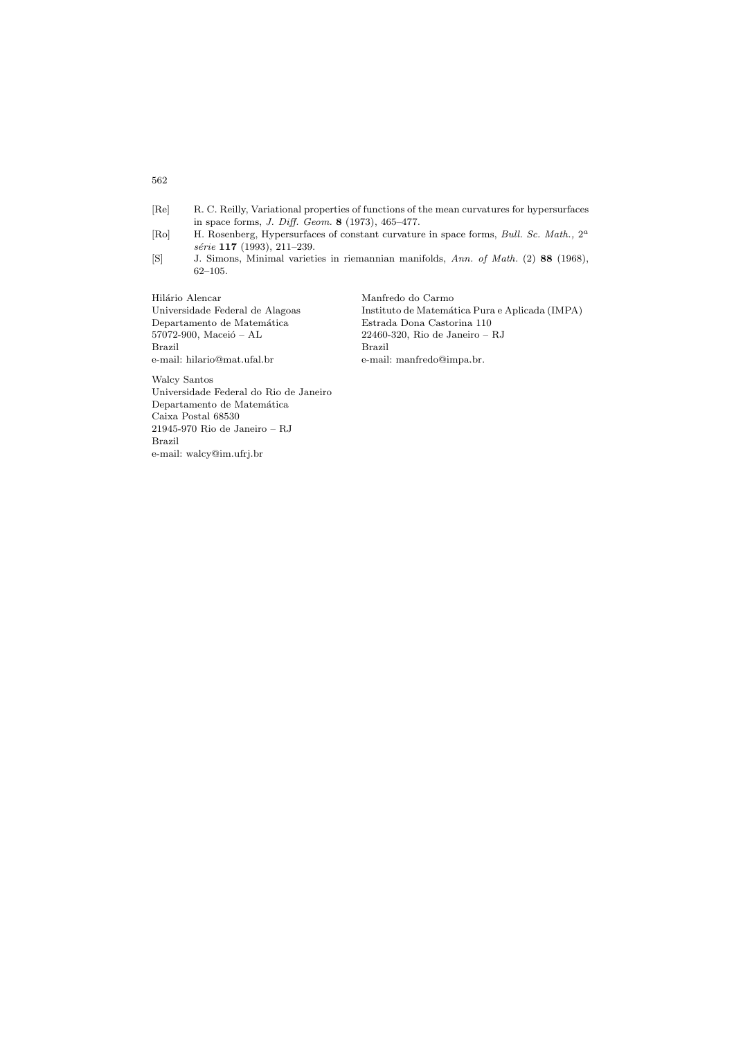[Re] R. C. Reilly, Variational properties of functions of the mean curvatures for hypersurfaces in space forms, *J. Diff. Geom.* **8** (1973), 465–477.

[Ro] H. Rosenberg, Hypersurfaces of constant curvature in space forms, *Bull. Sc. Math.*, $2^a$ *série* **117** (1993), 211–239.

[S] J. Simons, Minimal varieties in riemannian manifolds, *Ann. of Math.* (2) **88** (1968), 62–105.

Hilário Alencar
Universidade Federal de Alagoas
Departamento de Matemática
57072-900, Maceió – AL
Brazil
e-mail: hilario@mat.ufal.br

Manfredo do Carmo
Instituto de Matemática Pura e Aplicada (IMPA)
Estrada Dona Castorina 110
22460-320, Rio de Janeiro – RJ
Brazil
e-mail: manfredo@impa.br.

Walcy Santos
Universidade Federal do Rio de Janeiro
Departamento de Matemática
Caixa Postal 68530
21945-970 Rio de Janeiro – RJ
Brazil
e-mail: walcy@im.ufrj.br